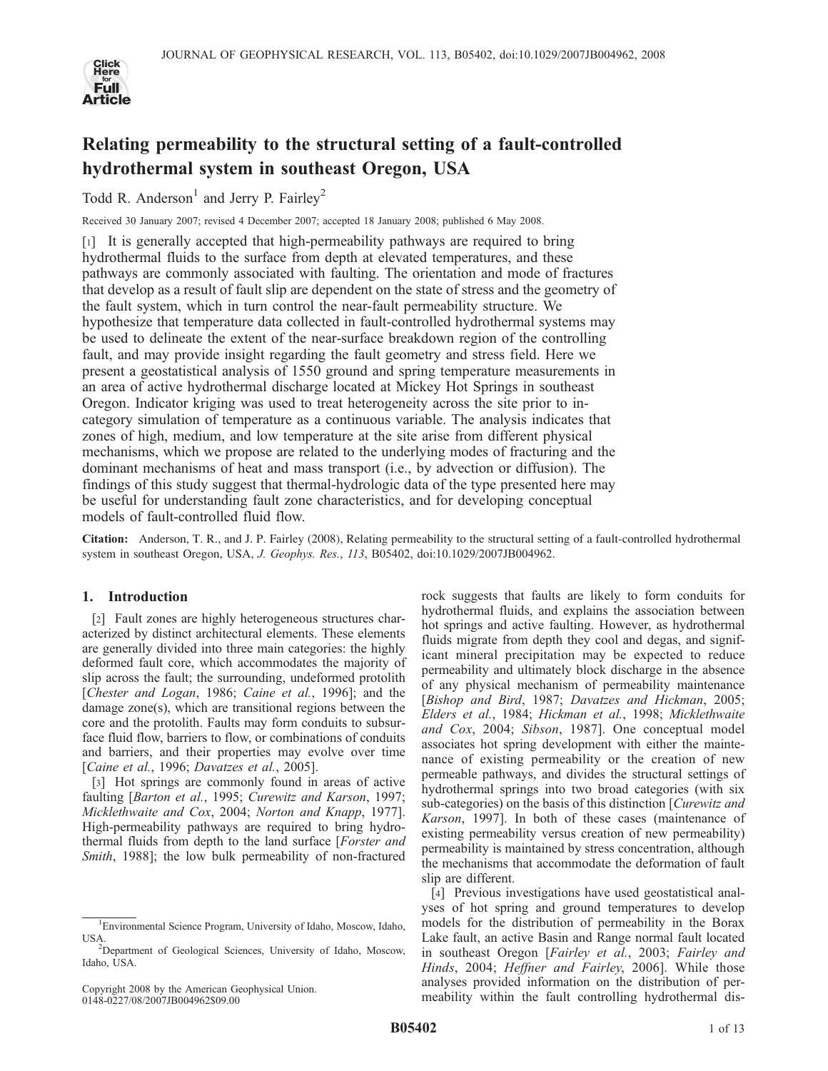# Relating permeability to the structural setting of a fault-controlled hydrothermal system in southeast Oregon, USA

Todd R. Anderson[1] and Jerry P. Fairley[2]

Received 30 January 2007; revised 4 December 2007; accepted 18 January 2008; published 6 May 2008.

[1] It is generally accepted that high-permeability pathways are required to bring hydrothermal fluids to the surface from depth at elevated temperatures, and these pathways are commonly associated with faulting. The orientation and mode of fractures that develop as a result of fault slip are dependent on the state of stress and the geometry of the fault system, which in turn control the near-fault permeability structure. We hypothesize that temperature data collected in fault-controlled hydrothermal systems may be used to delineate the extent of the near-surface breakdown region of the controlling fault, and may provide insight regarding the fault geometry and stress field. Here we present a geostatistical analysis of 1550 ground and spring temperature measurements in an area of active hydrothermal discharge located at Mickey Hot Springs in southeast Oregon. Indicator kriging was used to treat heterogeneity across the site prior to in-category simulation of temperature as a continuous variable. The analysis indicates that zones of high, medium, and low temperature at the site arise from different physical mechanisms, which we propose are related to the underlying modes of fracturing and the dominant mechanisms of heat and mass transport (i.e., by advection or diffusion). The findings of this study suggest that thermal-hydrologic data of the type presented here may be useful for understanding fault zone characteristics, and for developing conceptual models of fault-controlled fluid flow.

**Citation:** Anderson, T. R., and J. P. Fairley (2008), Relating permeability to the structural setting of a fault-controlled hydrothermal system in southeast Oregon, USA, *J. Geophys. Res.*, *113*, B05402, doi:10.1029/2007JB004962.

## 1. Introduction

[2] Fault zones are highly heterogeneous structures characterized by distinct architectural elements. These elements are generally divided into three main categories: the highly deformed fault core, which accommodates the majority of slip across the fault; the surrounding, undeformed protolith [*Chester and Logan*, 1986; *Caine et al.*, 1996]; and the damage zone(s), which are transitional regions between the core and the protolith. Faults may form conduits to subsurface fluid flow, barriers to flow, or combinations of conduits and barriers, and their properties may evolve over time [*Caine et al.*, 1996; *Davatzes et al.*, 2005].

[3] Hot springs are commonly found in areas of active faulting [*Barton et al.*, 1995; *Curewitz and Karson*, 1997; *Micklethwaite and Cox*, 2004; *Norton and Knapp*, 1977]. High-permeability pathways are required to bring hydrothermal fluids from depth to the land surface [*Forster and Smith*, 1988]; the low bulk permeability of non-fractured rock suggests that faults are likely to form conduits for hydrothermal fluids, and explains the association between hot springs and active faulting. However, as hydrothermal fluids migrate from depth they cool and degas, and significant mineral precipitation may be expected to reduce permeability and ultimately block discharge in the absence of any physical mechanism of permeability maintenance [*Bishop and Bird*, 1987; *Davatzes and Hickman*, 2005; *Elders et al.*, 1984; *Hickman et al.*, 1998; *Micklethwaite and Cox*, 2004; *Sibson*, 1987]. One conceptual model associates hot spring development with either the maintenance of existing permeability or the creation of new permeable pathways, and divides the structural settings of hydrothermal springs into two broad categories (with six sub-categories) on the basis of this distinction [*Curewitz and Karson*, 1997]. In both of these cases (maintenance of existing permeability versus creation of new permeability) permeability is maintained by stress concentration, although the mechanisms that accommodate the deformation of fault slip are different.

[4] Previous investigations have used geostatistical analyses of hot spring and ground temperatures to develop models for the distribution of permeability in the Borax Lake fault, an active Basin and Range normal fault located in southeast Oregon [*Fairley et al.*, 2003; *Fairley and Hinds*, 2004; *Heffner and Fairley*, 2006]. While those analyses provided information on the distribution of permeability within the fault controlling hydrothermal dis-

[1]Environmental Science Program, University of Idaho, Moscow, Idaho, USA.

[2]Department of Geological Sciences, University of Idaho, Moscow, Idaho, USA.

Copyright 2008 by the American Geophysical Union.
0148-0227/08/2007JB004962$09.00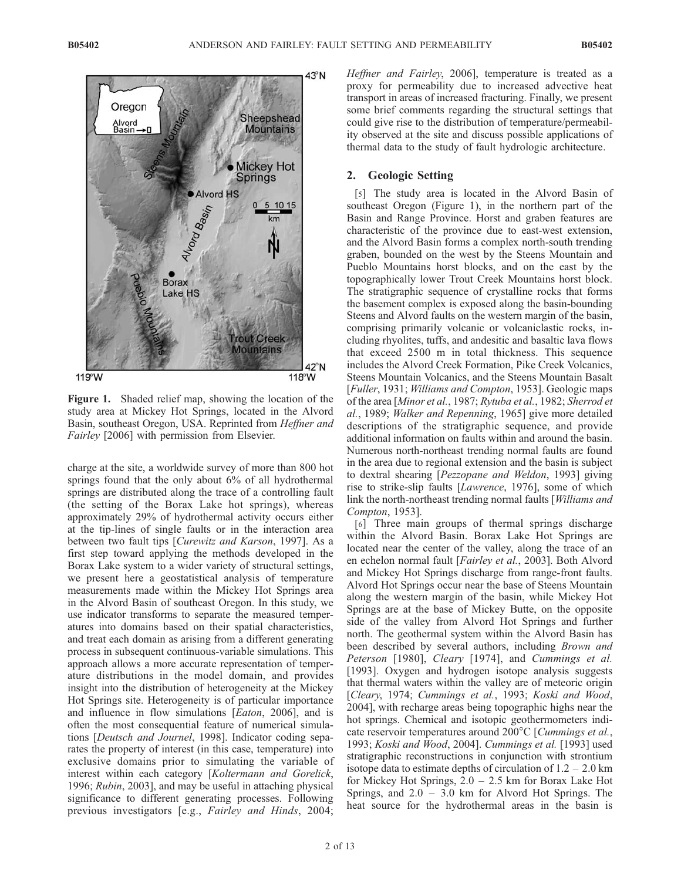Figure 1. Shaded relief map, showing the location of the study area at Mickey Hot Springs, located in the Alvord Basin, southeast Oregon, USA. Reprinted from *Heffner and Fairley* [2006] with permission from Elsevier.

charge at the site, a worldwide survey of more than 800 hot springs found that the only about 6% of all hydrothermal springs are distributed along the trace of a controlling fault (the setting of the Borax Lake hot springs), whereas approximately 29% of hydrothermal activity occurs either at the tip-lines of single faults or in the interaction area between two fault tips [*Curewitz and Karson*, 1997]. As a first step toward applying the methods developed in the Borax Lake system to a wider variety of structural settings, we present here a geostatistical analysis of temperature measurements made within the Mickey Hot Springs area in the Alvord Basin of southeast Oregon. In this study, we use indicator transforms to separate the measured temperatures into domains based on their spatial characteristics, and treat each domain as arising from a different generating process in subsequent continuous-variable simulations. This approach allows a more accurate representation of temperature distributions in the model domain, and provides insight into the distribution of heterogeneity at the Mickey Hot Springs site. Heterogeneity is of particular importance and influence in flow simulations [*Eaton*, 2006], and is often the most consequential feature of numerical simulations [*Deutsch and Journel*, 1998]. Indicator coding separates the property of interest (in this case, temperature) into exclusive domains prior to simulating the variable of interest within each category [*Koltermann and Gorelick*, 1996; *Rubin*, 2003], and may be useful in attaching physical significance to different generating processes. Following previous investigators [e.g., *Fairley and Hinds*, 2004; *Heffner and Fairley*, 2006], temperature is treated as a proxy for permeability due to increased advective heat transport in areas of increased fracturing. Finally, we present some brief comments regarding the structural settings that could give rise to the distribution of temperature/permeability observed at the site and discuss possible applications of thermal data to the study of fault hydrologic architecture.

## 2. Geologic Setting

[5] The study area is located in the Alvord Basin of southeast Oregon (Figure 1), in the northern part of the Basin and Range Province. Horst and graben features are characteristic of the province due to east-west extension, and the Alvord Basin forms a complex north-south trending graben, bounded on the west by the Steens Mountain and Pueblo Mountains horst blocks, and on the east by the topographically lower Trout Creek Mountains horst block. The stratigraphic sequence of crystalline rocks that forms the basement complex is exposed along the basin-bounding Steens and Alvord faults on the western margin of the basin, comprising primarily volcanic or volcaniclastic rocks, including rhyolites, tuffs, and andesitic and basaltic lava flows that exceed 2500 m in total thickness. This sequence includes the Alvord Creek Formation, Pike Creek Volcanics, Steens Mountain Volcanics, and the Steens Mountain Basalt [*Fuller*, 1931; *Williams and Compton*, 1953]. Geologic maps of the area [*Minor et al.*, 1987; *Rytuba et al.*, 1982; *Sherrod et al.*, 1989; *Walker and Repenning*, 1965] give more detailed descriptions of the stratigraphic sequence, and provide additional information on faults within and around the basin. Numerous north-northeast trending normal faults are found in the area due to regional extension and the basin is subject to dextral shearing [*Pezzopane and Weldon*, 1993] giving rise to strike-slip faults [*Lawrence*, 1976], some of which link the north-northeast trending normal faults [*Williams and Compton*, 1953].

[6] Three main groups of thermal springs discharge within the Alvord Basin. Borax Lake Hot Springs are located near the center of the valley, along the trace of an en echelon normal fault [*Fairley et al.*, 2003]. Both Alvord and Mickey Hot Springs discharge from range-front faults. Alvord Hot Springs occur near the base of Steens Mountain along the western margin of the basin, while Mickey Hot Springs are at the base of Mickey Butte, on the opposite side of the valley from Alvord Hot Springs and further north. The geothermal system within the Alvord Basin has been described by several authors, including *Brown and Peterson* [1980], *Cleary* [1974], and *Cummings et al.* [1993]. Oxygen and hydrogen isotope analysis suggests that thermal waters within the valley are of meteoric origin [*Cleary*, 1974; *Cummings et al.*, 1993; *Koski and Wood*, 2004], with recharge areas being topographic highs near the hot springs. Chemical and isotopic geothermometers indicate reservoir temperatures around 200°C [*Cummings et al.*, 1993; *Koski and Wood*, 2004]. *Cummings et al.* [1993] used stratigraphic reconstructions in conjunction with strontium isotope data to estimate depths of circulation of 1.2 – 2.0 km for Mickey Hot Springs, 2.0 – 2.5 km for Borax Lake Hot Springs, and 2.0 – 3.0 km for Alvord Hot Springs. The heat source for the hydrothermal areas in the basin is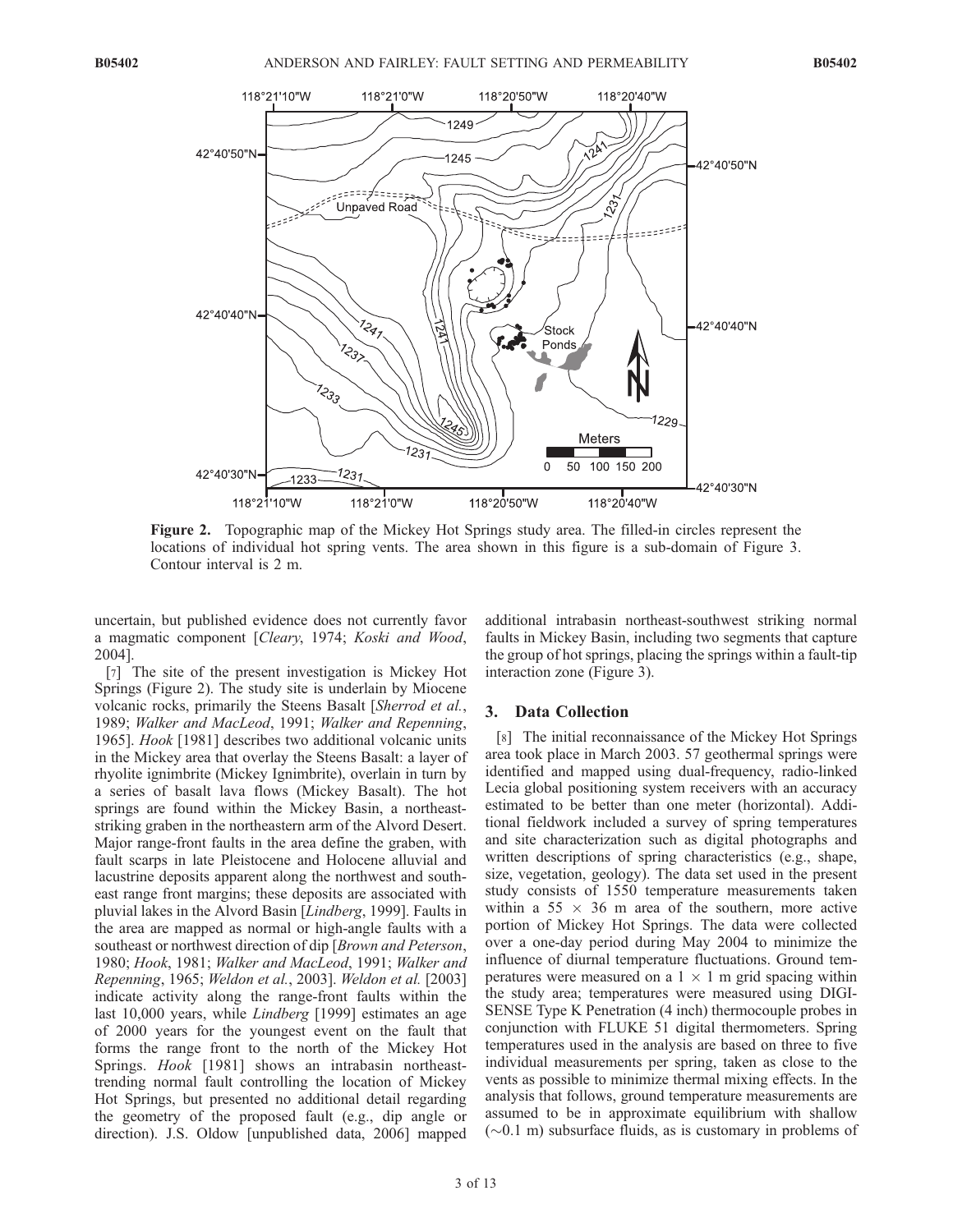Figure 2. Topographic map of the Mickey Hot Springs study area. The filled-in circles represent the locations of individual hot spring vents. The area shown in this figure is a sub-domain of Figure 3. Contour interval is 2 m.

uncertain, but published evidence does not currently favor a magmatic component [*Cleary*, 1974; *Koski and Wood*, 2004].

[7] The site of the present investigation is Mickey Hot Springs (Figure 2). The study site is underlain by Miocene volcanic rocks, primarily the Steens Basalt [*Sherrod et al.*, 1989; *Walker and MacLeod*, 1991; *Walker and Repenning*, 1965]. *Hook* [1981] describes two additional volcanic units in the Mickey area that overlay the Steens Basalt: a layer of rhyolite ignimbrite (Mickey Ignimbrite), overlain in turn by a series of basalt lava flows (Mickey Basalt). The hot springs are found within the Mickey Basin, a northeast-striking graben in the northeastern arm of the Alvord Desert. Major range-front faults in the area define the graben, with fault scarps in late Pleistocene and Holocene alluvial and lacustrine deposits apparent along the northwest and southeast range front margins; these deposits are associated with pluvial lakes in the Alvord Basin [*Lindberg*, 1999]. Faults in the area are mapped as normal or high-angle faults with a southeast or northwest direction of dip [*Brown and Peterson*, 1980; *Hook*, 1981; *Walker and MacLeod*, 1991; *Walker and Repenning*, 1965; *Weldon et al.*, 2003]. *Weldon et al.* [2003] indicate activity along the range-front faults within the last 10,000 years, while *Lindberg* [1999] estimates an age of 2000 years for the youngest event on the fault that forms the range front to the north of the Mickey Hot Springs. *Hook* [1981] shows an intrabasin northeast-trending normal fault controlling the location of Mickey Hot Springs, but presented no additional detail regarding the geometry of the proposed fault (e.g., dip angle or direction). J.S. Oldow [unpublished data, 2006] mapped additional intrabasin northeast-southwest striking normal faults in Mickey Basin, including two segments that capture the group of hot springs, placing the springs within a fault-tip interaction zone (Figure 3).

## 3. Data Collection

[8] The initial reconnaissance of the Mickey Hot Springs area took place in March 2003. 57 geothermal springs were identified and mapped using dual-frequency, radio-linked Lecia global positioning system receivers with an accuracy estimated to be better than one meter (horizontal). Additional fieldwork included a survey of spring temperatures and site characterization such as digital photographs and written descriptions of spring characteristics (e.g., shape, size, vegetation, geology). The data set used in the present study consists of 1550 temperature measurements taken within a 55 × 36 m area of the southern, more active portion of Mickey Hot Springs. The data were collected over a one-day period during May 2004 to minimize the influence of diurnal temperature fluctuations. Ground temperatures were measured on a 1 × 1 m grid spacing within the study area; temperatures were measured using DIGI-SENSE Type K Penetration (4 inch) thermocouple probes in conjunction with FLUKE 51 digital thermometers. Spring temperatures used in the analysis are based on three to five individual measurements per spring, taken as close to the vents as possible to minimize thermal mixing effects. In the analysis that follows, ground temperature measurements are assumed to be in approximate equilibrium with shallow (~0.1 m) subsurface fluids, as is customary in problems of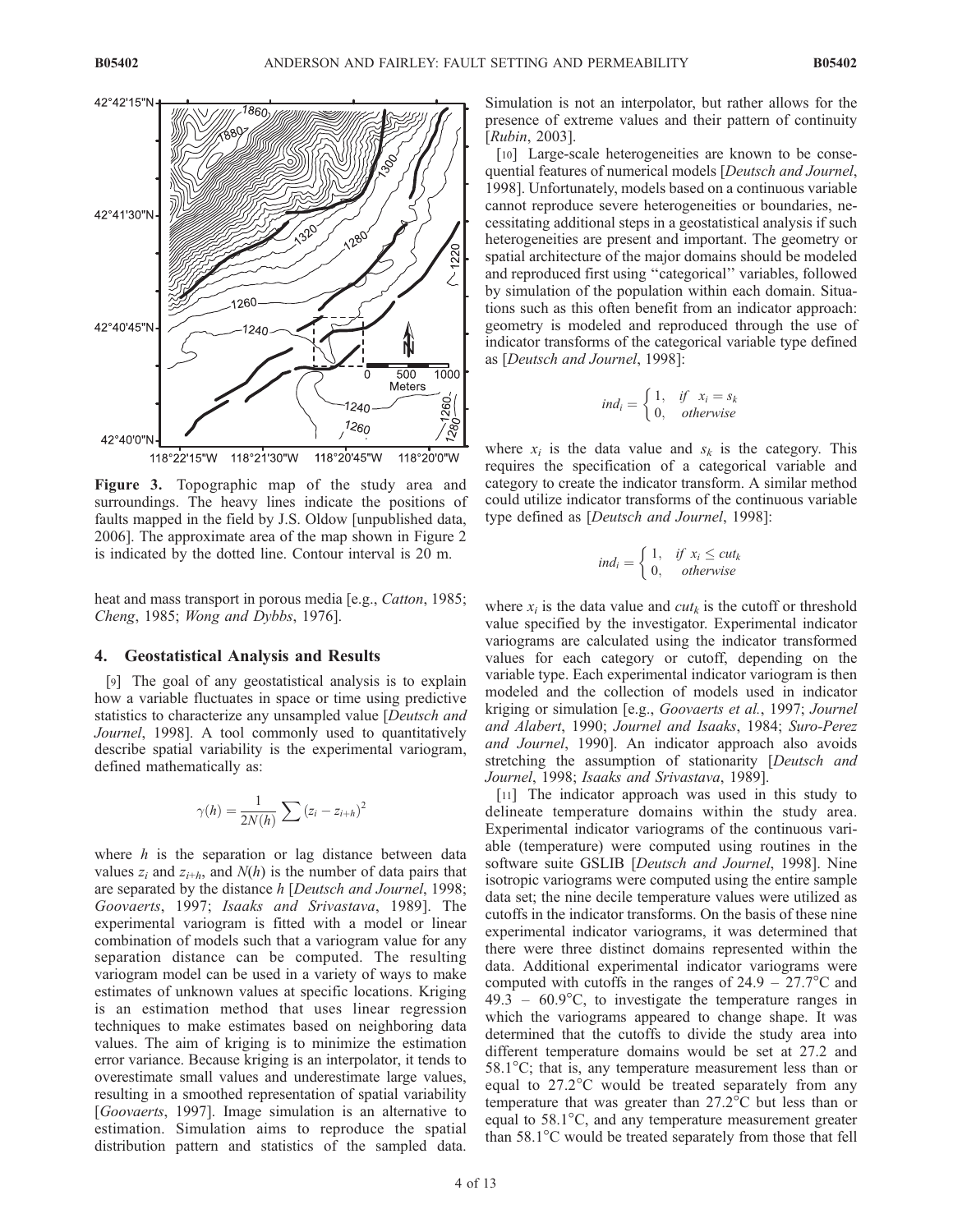Figure 3. Topographic map of the study area and surroundings. The heavy lines indicate the positions of faults mapped in the field by J.S. Oldow [unpublished data, 2006]. The approximate area of the map shown in Figure 2 is indicated by the dotted line. Contour interval is 20 m.

heat and mass transport in porous media [e.g., *Catton*, 1985; *Cheng*, 1985; *Wong and Dybbs*, 1976].

## 4. Geostatistical Analysis and Results

[9] The goal of any geostatistical analysis is to explain how a variable fluctuates in space or time using predictive statistics to characterize any unsampled value [*Deutsch and Journel*, 1998]. A tool commonly used to quantitatively describe spatial variability is the experimental variogram, defined mathematically as:

$$\gamma(h) = \frac{1}{2N(h)} \sum (z_i - z_{i+h})^2$$

where $h$ is the separation or lag distance between data values $z_i$ and $z_{i+h}$, and $N(h)$ is the number of data pairs that are separated by the distance $h$ [*Deutsch and Journel*, 1998; *Goovaerts*, 1997; *Isaaks and Srivastava*, 1989]. The experimental variogram is fitted with a model or linear combination of models such that a variogram value for any separation distance can be computed. The resulting variogram model can be used in a variety of ways to make estimates of unknown values at specific locations. Kriging is an estimation method that uses linear regression techniques to make estimates based on neighboring data values. The aim of kriging is to minimize the estimation error variance. Because kriging is an interpolator, it tends to overestimate small values and underestimate large values, resulting in a smoothed representation of spatial variability [*Goovaerts*, 1997]. Image simulation is an alternative to estimation. Simulation aims to reproduce the spatial distribution pattern and statistics of the sampled data. Simulation is not an interpolator, but rather allows for the presence of extreme values and their pattern of continuity [*Rubin*, 2003].

[10] Large-scale heterogeneities are known to be consequential features of numerical models [*Deutsch and Journel*, 1998]. Unfortunately, models based on a continuous variable cannot reproduce severe heterogeneities or boundaries, necessitating additional steps in a geostatistical analysis if such heterogeneities are present and important. The geometry or spatial architecture of the major domains should be modeled and reproduced first using "categorical" variables, followed by simulation of the population within each domain. Situations such as this often benefit from an indicator approach: geometry is modeled and reproduced through the use of indicator transforms of the categorical variable type defined as [*Deutsch and Journel*, 1998]:

$$ind_i = \begin{cases} 1, & if \quad x_i = s_k \\ 0, & otherwise \end{cases}$$

where $x_i$ is the data value and $s_k$ is the category. This requires the specification of a categorical variable and category to create the indicator transform. A similar method could utilize indicator transforms of the continuous variable type defined as [*Deutsch and Journel*, 1998]:

$$ind_i = \begin{cases} 1, & if \ x_i \leq cut_k \\ 0, & otherwise \end{cases}$$

where $x_i$ is the data value and $cut_k$ is the cutoff or threshold value specified by the investigator. Experimental indicator variograms are calculated using the indicator transformed values for each category or cutoff, depending on the variable type. Each experimental indicator variogram is then modeled and the collection of models used in indicator kriging or simulation [e.g., *Goovaerts et al.*, 1997; *Journel and Alabert*, 1990; *Journel and Isaaks*, 1984; *Suro-Perez and Journel*, 1990]. An indicator approach also avoids stretching the assumption of stationarity [*Deutsch and Journel*, 1998; *Isaaks and Srivastava*, 1989].

[11] The indicator approach was used in this study to delineate temperature domains within the study area. Experimental indicator variograms of the continuous variable (temperature) were computed using routines in the software suite GSLIB [*Deutsch and Journel*, 1998]. Nine isotropic variograms were computed using the entire sample data set; the nine decile temperature values were utilized as cutoffs in the indicator transforms. On the basis of these nine experimental indicator variograms, it was determined that there were three distinct domains represented within the data. Additional experimental indicator variograms were computed with cutoffs in the ranges of 24.9 – 27.7°C and 49.3 – 60.9°C, to investigate the temperature ranges in which the variograms appeared to change shape. It was determined that the cutoffs to divide the study area into different temperature domains would be set at 27.2 and 58.1°C; that is, any temperature measurement less than or equal to 27.2°C would be treated separately from any temperature that was greater than 27.2°C but less than or equal to 58.1°C, and any temperature measurement greater than 58.1°C would be treated separately from those that fell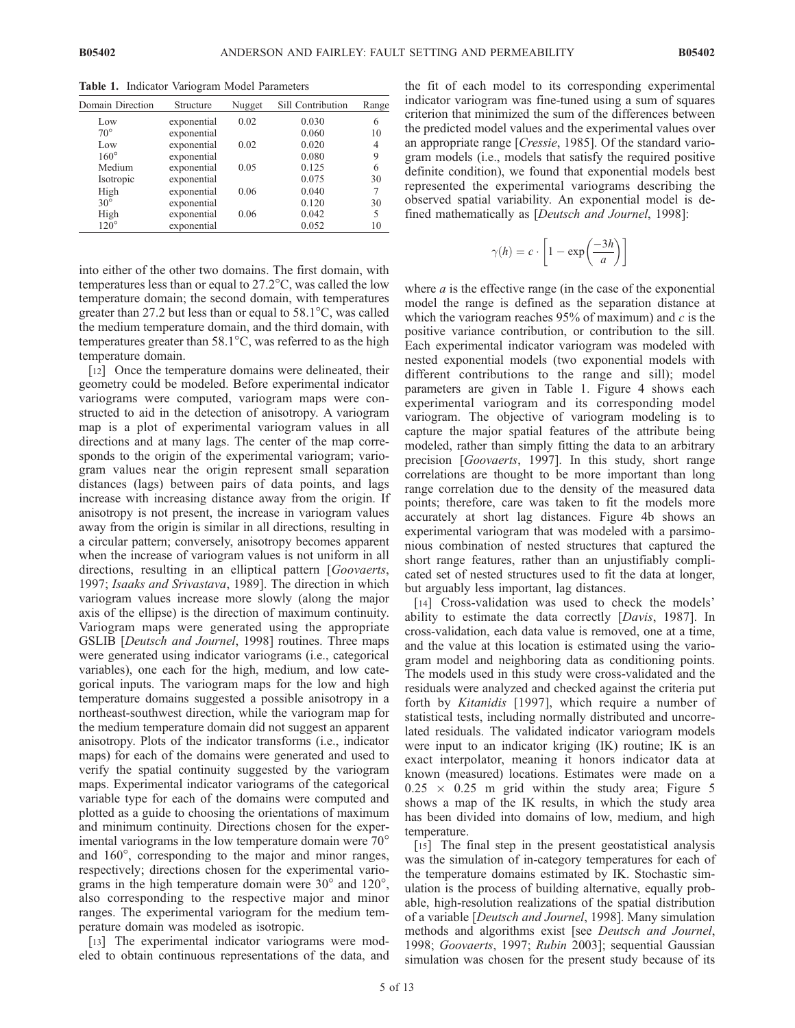**Table 1.** Indicator Variogram Model Parameters

| Domain Direction | Structure | Nugget | Sill Contribution | Range |
|---|---|---|---|---|
| Low | exponential | 0.02 | 0.030 | 6 |
| 70° | exponential | | 0.060 | 10 |
| Low | exponential | 0.02 | 0.020 | 4 |
| 160° | exponential | | 0.080 | 9 |
| Medium | exponential | 0.05 | 0.125 | 6 |
| Isotropic | exponential | | 0.075 | 30 |
| High | exponential | 0.06 | 0.040 | 7 |
| 30° | exponential | | 0.120 | 30 |
| High | exponential | 0.06 | 0.042 | 5 |
| 120° | exponential | | 0.052 | 10 |

into either of the other two domains. The first domain, with temperatures less than or equal to 27.2°C, was called the low temperature domain; the second domain, with temperatures greater than 27.2 but less than or equal to 58.1°C, was called the medium temperature domain, and the third domain, with temperatures greater than 58.1°C, was referred to as the high temperature domain.

[12] Once the temperature domains were delineated, their geometry could be modeled. Before experimental indicator variograms were computed, variogram maps were constructed to aid in the detection of anisotropy. A variogram map is a plot of experimental variogram values in all directions and at many lags. The center of the map corresponds to the origin of the experimental variogram; variogram values near the origin represent small separation distances (lags) between pairs of data points, and lags increase with increasing distance away from the origin. If anisotropy is not present, the increase in variogram values away from the origin is similar in all directions, resulting in a circular pattern; conversely, anisotropy becomes apparent when the increase of variogram values is not uniform in all directions, resulting in an elliptical pattern [*Goovaerts*, 1997; *Isaaks and Srivastava*, 1989]. The direction in which variogram values increase more slowly (along the major axis of the ellipse) is the direction of maximum continuity. Variogram maps were generated using the appropriate GSLIB [*Deutsch and Journel*, 1998] routines. Three maps were generated using indicator variograms (i.e., categorical variables), one each for the high, medium, and low categorical inputs. The variogram maps for the low and high temperature domains suggested a possible anisotropy in a northeast-southwest direction, while the variogram map for the medium temperature domain did not suggest an apparent anisotropy. Plots of the indicator transforms (i.e., indicator maps) for each of the domains were generated and used to verify the spatial continuity suggested by the variogram maps. Experimental indicator variograms of the categorical variable type for each of the domains were computed and plotted as a guide to choosing the orientations of maximum and minimum continuity. Directions chosen for the experimental variograms in the low temperature domain were 70° and 160°, corresponding to the major and minor ranges, respectively; directions chosen for the experimental variograms in the high temperature domain were 30° and 120°, also corresponding to the respective major and minor ranges. The experimental variogram for the medium temperature domain was modeled as isotropic.

[13] The experimental indicator variograms were modeled to obtain continuous representations of the data, and the fit of each model to its corresponding experimental indicator variogram was fine-tuned using a sum of squares criterion that minimized the sum of the differences between the predicted model values and the experimental values over an appropriate range [*Cressie*, 1985]. Of the standard variogram models (i.e., models that satisfy the required positive definite condition), we found that exponential models best represented the experimental variograms describing the observed spatial variability. An exponential model is defined mathematically as [*Deutsch and Journel*, 1998]:

$$\gamma(h) = c \cdot \left[1 - \exp\left(\frac{-3h}{a}\right)\right]$$

where $a$ is the effective range (in the case of the exponential model the range is defined as the separation distance at which the variogram reaches 95% of maximum) and $c$ is the positive variance contribution, or contribution to the sill. Each experimental indicator variogram was modeled with nested exponential models (two exponential models with different contributions to the range and sill); model parameters are given in Table 1. Figure 4 shows each experimental variogram and its corresponding model variogram. The objective of variogram modeling is to capture the major spatial features of the attribute being modeled, rather than simply fitting the data to an arbitrary precision [*Goovaerts*, 1997]. In this study, short range correlations are thought to be more important than long range correlation due to the density of the measured data points; therefore, care was taken to fit the models more accurately at short lag distances. Figure 4b shows an experimental variogram that was modeled with a parsimonious combination of nested structures that captured the short range features, rather than an unjustifiably complicated set of nested structures used to fit the data at longer, but arguably less important, lag distances.

[14] Cross-validation was used to check the models' ability to estimate the data correctly [*Davis*, 1987]. In cross-validation, each data value is removed, one at a time, and the value at this location is estimated using the variogram model and neighboring data as conditioning points. The models used in this study were cross-validated and the residuals were analyzed and checked against the criteria put forth by *Kitanidis* [1997], which require a number of statistical tests, including normally distributed and uncorrelated residuals. The validated indicator variogram models were input to an indicator kriging (IK) routine; IK is an exact interpolator, meaning it honors indicator data at known (measured) locations. Estimates were made on a $0.25 \times 0.25$ m grid within the study area; Figure 5 shows a map of the IK results, in which the study area has been divided into domains of low, medium, and high temperature.

[15] The final step in the present geostatistical analysis was the simulation of in-category temperatures for each of the temperature domains estimated by IK. Stochastic simulation is the process of building alternative, equally probable, high-resolution realizations of the spatial distribution of a variable [*Deutsch and Journel*, 1998]. Many simulation methods and algorithms exist [see *Deutsch and Journel*, 1998; *Goovaerts*, 1997; *Rubin* 2003]; sequential Gaussian simulation was chosen for the present study because of its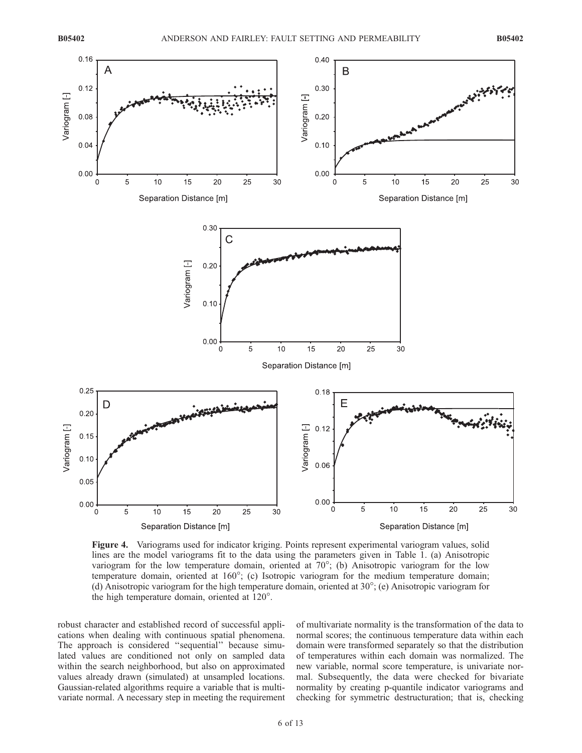**Figure 4.** Variograms used for indicator kriging. Points represent experimental variogram values, solid lines are the model variograms fit to the data using the parameters given in Table 1. (a) Anisotropic variogram for the low temperature domain, oriented at 70°; (b) Anisotropic variogram for the low temperature domain, oriented at 160°; (c) Isotropic variogram for the medium temperature domain; (d) Anisotropic variogram for the high temperature domain, oriented at 30°; (e) Anisotropic variogram for the high temperature domain, oriented at 120°.

robust character and established record of successful applications when dealing with continuous spatial phenomena. The approach is considered "sequential" because simulated values are conditioned not only on sampled data within the search neighborhood, but also on approximated values already drawn (simulated) at unsampled locations. Gaussian-related algorithms require a variable that is multivariate normal. A necessary step in meeting the requirement of multivariate normality is the transformation of the data to normal scores; the continuous temperature data within each domain were transformed separately so that the distribution of temperatures within each domain was normalized. The new variable, normal score temperature, is univariate normal. Subsequently, the data were checked for bivariate normality by creating p-quantile indicator variograms and checking for symmetric destructuration; that is, checking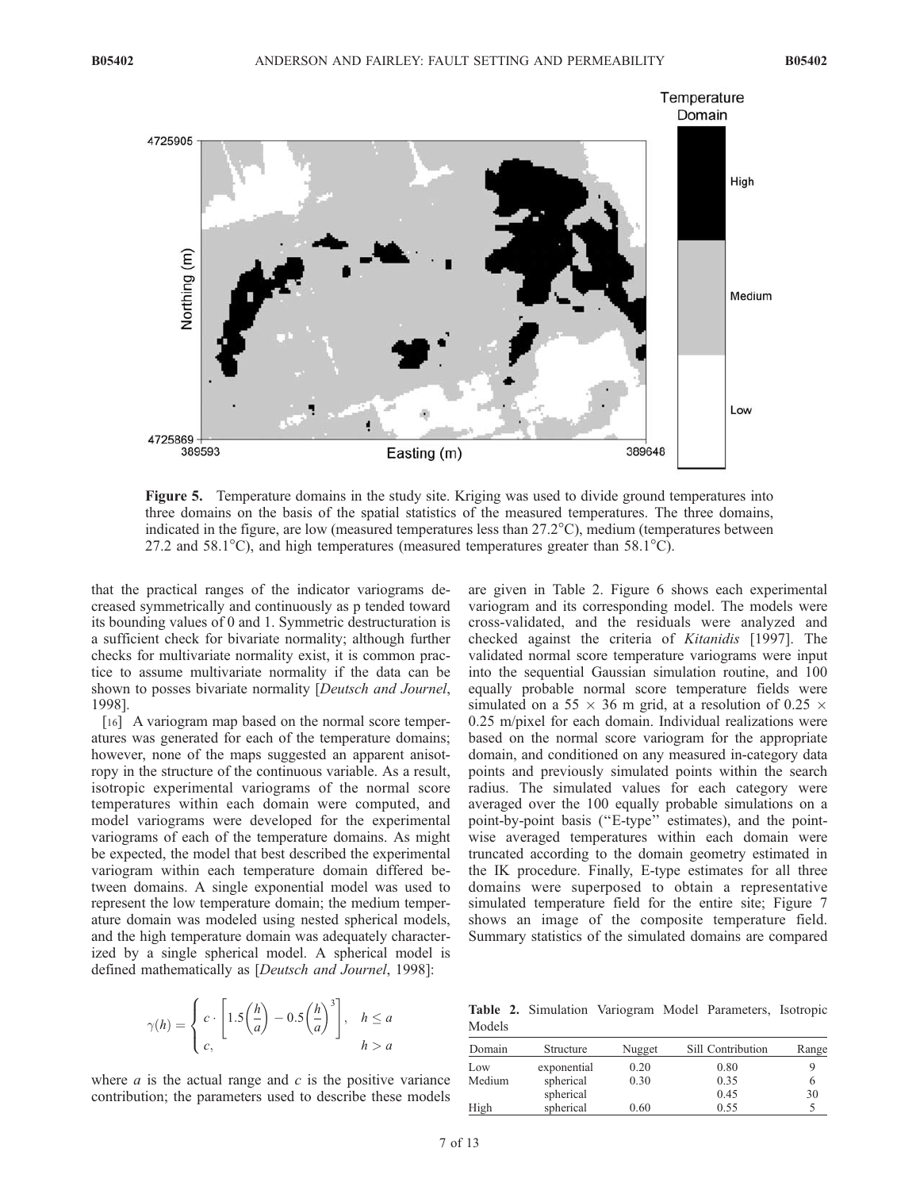**Figure 5.** Temperature domains in the study site. Kriging was used to divide ground temperatures into three domains on the basis of the spatial statistics of the measured temperatures. The three domains, indicated in the figure, are low (measured temperatures less than 27.2°C), medium (temperatures between 27.2 and 58.1°C), and high temperatures (measured temperatures greater than 58.1°C).

that the practical ranges of the indicator variograms decreased symmetrically and continuously as p tended toward its bounding values of 0 and 1. Symmetric destructuration is a sufficient check for bivariate normality; although further checks for multivariate normality exist, it is common practice to assume multivariate normality if the data can be shown to posses bivariate normality [*Deutsch and Journel*, 1998].

[16] A variogram map based on the normal score temperatures was generated for each of the temperature domains; however, none of the maps suggested an apparent anisotropy in the structure of the continuous variable. As a result, isotropic experimental variograms of the normal score temperatures within each domain were computed, and model variograms were developed for the experimental variograms of each of the temperature domains. As might be expected, the model that best described the experimental variogram within each temperature domain differed between domains. A single exponential model was used to represent the low temperature domain; the medium temperature domain was modeled using nested spherical models, and the high temperature domain was adequately characterized by a single spherical model. A spherical model is defined mathematically as [*Deutsch and Journel*, 1998]:

$$\gamma(h) = \begin{cases} c \cdot \left[ 1.5\left(\frac{h}{a}\right) - 0.5\left(\frac{h}{a}\right)^3 \right], & h \leq a \\ c, & h > a \end{cases}$$

where $a$ is the actual range and $c$ is the positive variance contribution; the parameters used to describe these models are given in Table 2. Figure 6 shows each experimental variogram and its corresponding model. The models were cross-validated, and the residuals were analyzed and checked against the criteria of *Kitanidis* [1997]. The validated normal score temperature variograms were input into the sequential Gaussian simulation routine, and 100 equally probable normal score temperature fields were simulated on a $55 \times 36$ m grid, at a resolution of $0.25 \times 0.25$ m/pixel for each domain. Individual realizations were based on the normal score variogram for the appropriate domain, and conditioned on any measured in-category data points and previously simulated points within the search radius. The simulated values for each category were averaged over the 100 equally probable simulations on a point-by-point basis ("E-type" estimates), and the pointwise averaged temperatures within each domain were truncated according to the domain geometry estimated in the IK procedure. Finally, E-type estimates for all three domains were superposed to obtain a representative simulated temperature field for the entire site; Figure 7 shows an image of the composite temperature field. Summary statistics of the simulated domains are compared

**Table 2.** Simulation Variogram Model Parameters, Isotropic Models

| Domain | Structure | Nugget | Sill Contribution | Range |
|---|---|---|---|---|
| Low | exponential | 0.20 | 0.80 | 9 |
| Medium | spherical | 0.30 | 0.35 | 6 |
| | spherical | | 0.45 | 30 |
| High | spherical | 0.60 | 0.55 | 5 |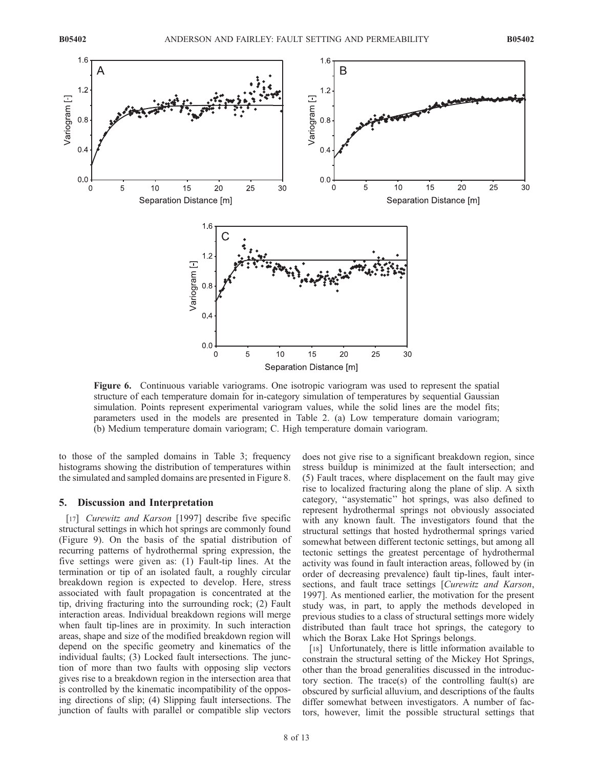**Figure 6.** Continuous variable variograms. One isotropic variogram was used to represent the spatial structure of each temperature domain for in-category simulation of temperatures by sequential Gaussian simulation. Points represent experimental variogram values, while the solid lines are the model fits; parameters used in the models are presented in Table 2. (a) Low temperature domain variogram; (b) Medium temperature domain variogram; C. High temperature domain variogram.

to those of the sampled domains in Table 3; frequency histograms showing the distribution of temperatures within the simulated and sampled domains are presented in Figure 8.

## 5. Discussion and Interpretation

[17] *Curewitz and Karson* [1997] describe five specific structural settings in which hot springs are commonly found (Figure 9). On the basis of the spatial distribution of recurring patterns of hydrothermal spring expression, the five settings were given as: (1) Fault-tip lines. At the termination or tip of an isolated fault, a roughly circular breakdown region is expected to develop. Here, stress associated with fault propagation is concentrated at the tip, driving fracturing into the surrounding rock; (2) Fault interaction areas. Individual breakdown regions will merge when fault tip-lines are in proximity. In such interaction areas, shape and size of the modified breakdown region will depend on the specific geometry and kinematics of the individual faults; (3) Locked fault intersections. The junction of more than two faults with opposing slip vectors gives rise to a breakdown region in the intersection area that is controlled by the kinematic incompatibility of the opposing directions of slip; (4) Slipping fault intersections. The junction of faults with parallel or compatible slip vectors does not give rise to a significant breakdown region, since stress buildup is minimized at the fault intersection; and (5) Fault traces, where displacement on the fault may give rise to localized fracturing along the plane of slip. A sixth category, "asystematic" hot springs, was also defined to represent hydrothermal springs not obviously associated with any known fault. The investigators found that the structural settings that hosted hydrothermal springs varied somewhat between different tectonic settings, but among all tectonic settings the greatest percentage of hydrothermal activity was found in fault interaction areas, followed by (in order of decreasing prevalence) fault tip-lines, fault intersections, and fault trace settings [*Curewitz and Karson*, 1997]. As mentioned earlier, the motivation for the present study was, in part, to apply the methods developed in previous studies to a class of structural settings more widely distributed than fault trace hot springs, the category to which the Borax Lake Hot Springs belongs.

[18] Unfortunately, there is little information available to constrain the structural setting of the Mickey Hot Springs, other than the broad generalities discussed in the introductory section. The trace(s) of the controlling fault(s) are obscured by surficial alluvium, and descriptions of the faults differ somewhat between investigators. A number of factors, however, limit the possible structural settings that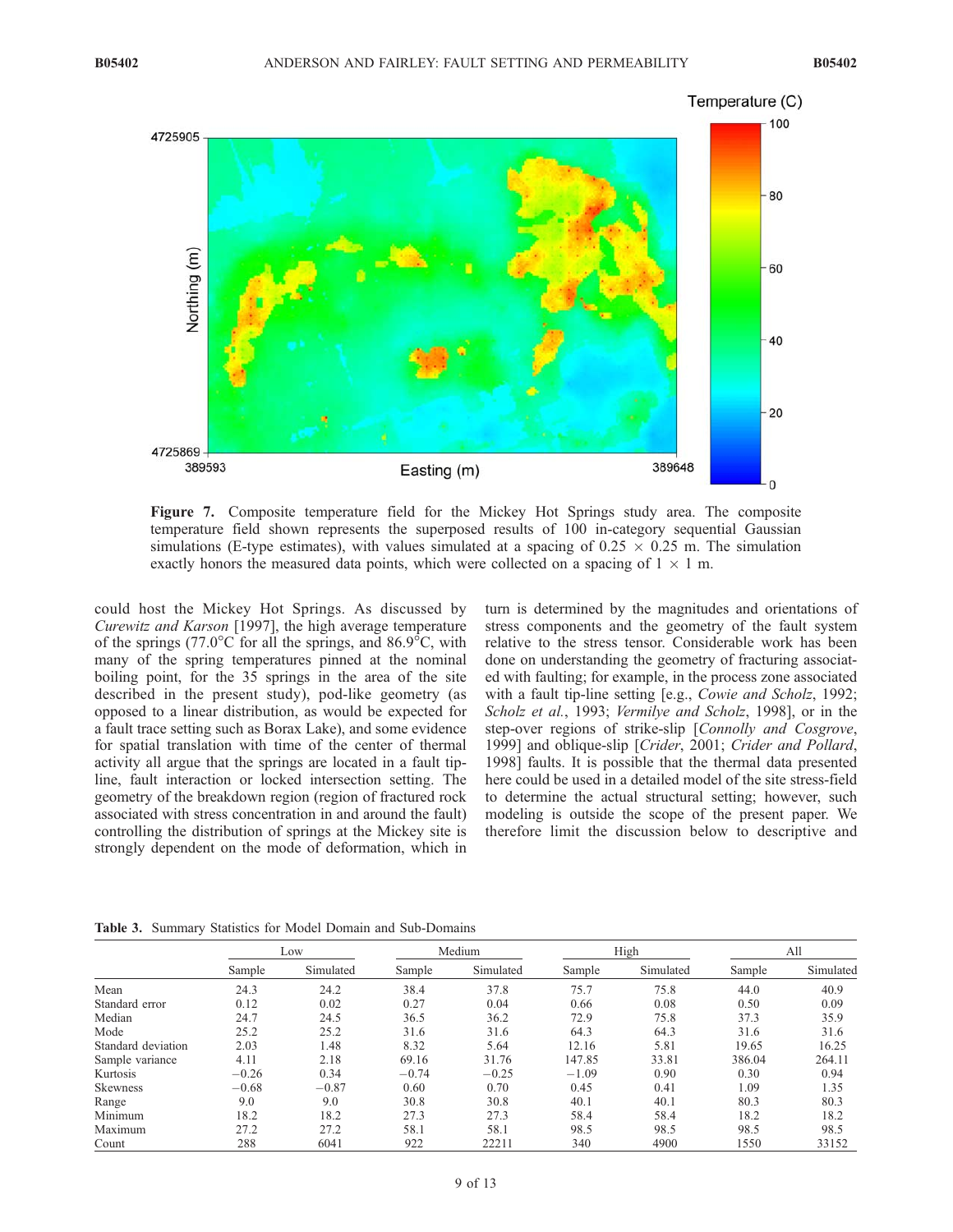Figure 7. Composite temperature field for the Mickey Hot Springs study area. The composite temperature field shown represents the superposed results of 100 in-category sequential Gaussian simulations (E-type estimates), with values simulated at a spacing of $0.25 \times 0.25$ m. The simulation exactly honors the measured data points, which were collected on a spacing of $1 \times 1$ m.

could host the Mickey Hot Springs. As discussed by *Curewitz and Karson* [1997], the high average temperature of the springs (77.0°C for all the springs, and 86.9°C, with many of the spring temperatures pinned at the nominal boiling point, for the 35 springs in the area of the site described in the present study), pod-like geometry (as opposed to a linear distribution, as would be expected for a fault trace setting such as Borax Lake), and some evidence for spatial translation with time of the center of thermal activity all argue that the springs are located in a fault tip-line, fault interaction or locked intersection setting. The geometry of the breakdown region (region of fractured rock associated with stress concentration in and around the fault) controlling the distribution of springs at the Mickey site is strongly dependent on the mode of deformation, which in turn is determined by the magnitudes and orientations of stress components and the geometry of the fault system relative to the stress tensor. Considerable work has been done on understanding the geometry of fracturing associated with faulting; for example, in the process zone associated with a fault tip-line setting [e.g., *Cowie and Scholz*, 1992; *Scholz et al.*, 1993; *Vermilye and Scholz*, 1998], or in the step-over regions of strike-slip [*Connolly and Cosgrove*, 1999] and oblique-slip [*Crider*, 2001; *Crider and Pollard*, 1998] faults. It is possible that the thermal data presented here could be used in a detailed model of the site stress-field to determine the actual structural setting; however, such modeling is outside the scope of the present paper. We therefore limit the discussion below to descriptive and

Table 3. Summary Statistics for Model Domain and Sub-Domains

| | Low | | Medium | | High | | All | |
|---|---|---|---|---|---|---|---|---|
| | Sample | Simulated | Sample | Simulated | Sample | Simulated | Sample | Simulated |
| Mean | 24.3 | 24.2 | 38.4 | 37.8 | 75.7 | 75.8 | 44.0 | 40.9 |
| Standard error | 0.12 | 0.02 | 0.27 | 0.04 | 0.66 | 0.08 | 0.50 | 0.09 |
| Median | 24.7 | 24.5 | 36.5 | 36.2 | 72.9 | 75.8 | 37.3 | 35.9 |
| Mode | 25.2 | 25.2 | 31.6 | 31.6 | 64.3 | 64.3 | 31.6 | 31.6 |
| Standard deviation | 2.03 | 1.48 | 8.32 | 5.64 | 12.16 | 5.81 | 19.65 | 16.25 |
| Sample variance | 4.11 | 2.18 | 69.16 | 31.76 | 147.85 | 33.81 | 386.04 | 264.11 |
| Kurtosis | −0.26 | 0.34 | −0.74 | −0.25 | −1.09 | 0.90 | 0.30 | 0.94 |
| Skewness | −0.68 | −0.87 | 0.60 | 0.70 | 0.45 | 0.41 | 1.09 | 1.35 |
| Range | 9.0 | 9.0 | 30.8 | 30.8 | 40.1 | 40.1 | 80.3 | 80.3 |
| Minimum | 18.2 | 18.2 | 27.3 | 27.3 | 58.4 | 58.4 | 18.2 | 18.2 |
| Maximum | 27.2 | 27.2 | 58.1 | 58.1 | 98.5 | 98.5 | 98.5 | 98.5 |
| Count | 288 | 6041 | 922 | 22211 | 340 | 4900 | 1550 | 33152 |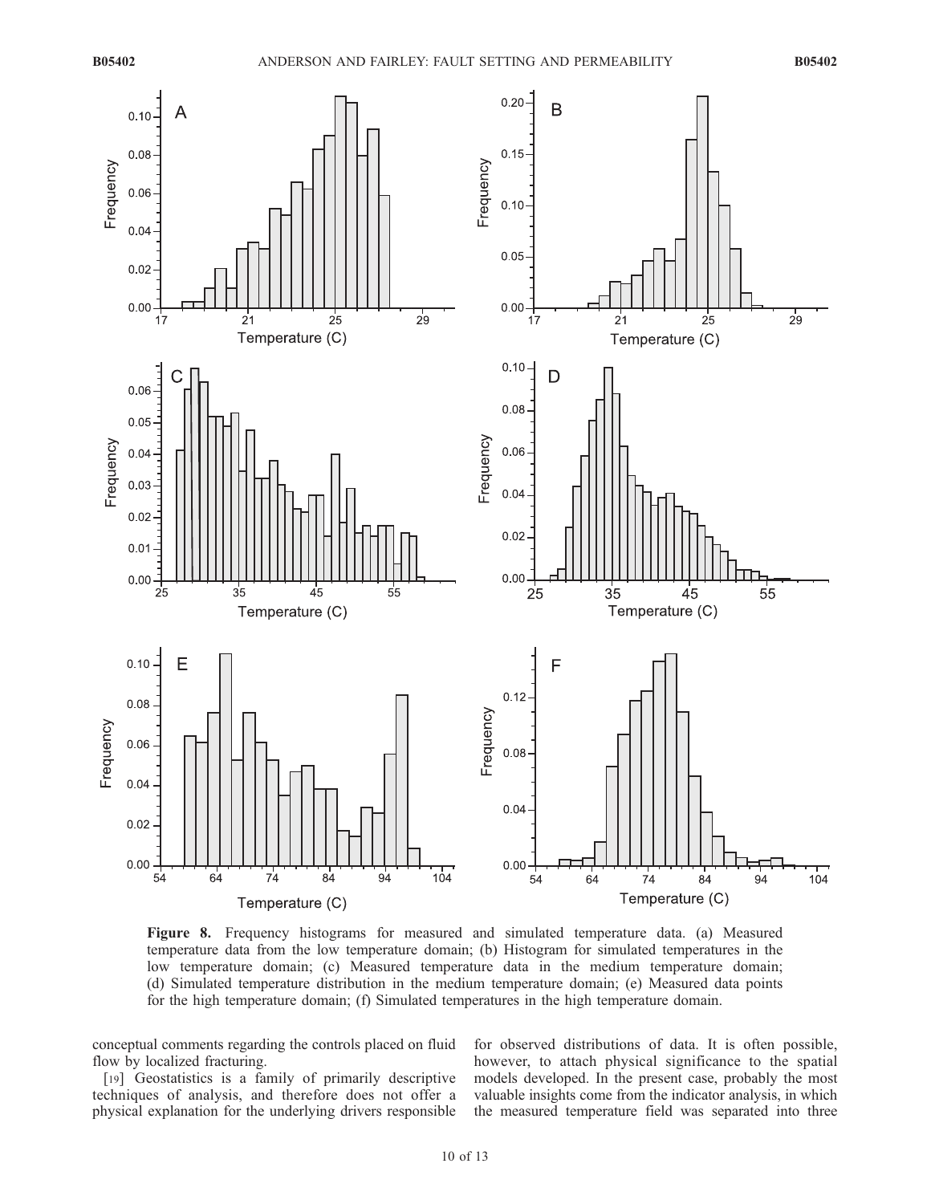**Figure 8.** Frequency histograms for measured and simulated temperature data. (a) Measured temperature data from the low temperature domain; (b) Histogram for simulated temperatures in the low temperature domain; (c) Measured temperature data in the medium temperature domain; (d) Simulated temperature distribution in the medium temperature domain; (e) Measured data points for the high temperature domain; (f) Simulated temperatures in the high temperature domain.

conceptual comments regarding the controls placed on fluid flow by localized fracturing.

[19] Geostatistics is a family of primarily descriptive techniques of analysis, and therefore does not offer a physical explanation for the underlying drivers responsible for observed distributions of data. It is often possible, however, to attach physical significance to the spatial models developed. In the present case, probably the most valuable insights come from the indicator analysis, in which the measured temperature field was separated into three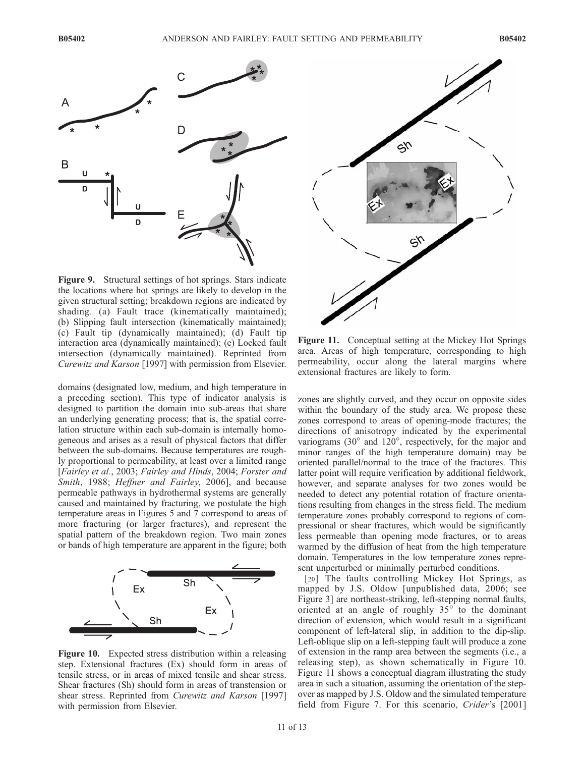Figure 9. Structural settings of hot springs. Stars indicate the locations where hot springs are likely to develop in the given structural setting; breakdown regions are indicated by shading. (a) Fault trace (kinematically maintained); (b) Slipping fault intersection (kinematically maintained); (c) Fault tip (dynamically maintained); (d) Fault tip interaction area (dynamically maintained); (e) Locked fault intersection (dynamically maintained). Reprinted from *Curewitz and Karson* [1997] with permission from Elsevier.

Figure 11. Conceptual setting at the Mickey Hot Springs area. Areas of high temperature, corresponding to high permeability, occur along the lateral margins where extensional fractures are likely to form.

domains (designated low, medium, and high temperature in a preceding section). This type of indicator analysis is designed to partition the domain into sub-areas that share an underlying generating process; that is, the spatial correlation structure within each sub-domain is internally homogeneous and arises as a result of physical factors that differ between the sub-domains. Because temperatures are roughly proportional to permeability, at least over a limited range [*Fairley et al.*, 2003; *Fairley and Hinds*, 2004; *Forster and Smith*, 1988; *Heffner and Fairley*, 2006], and because permeable pathways in hydrothermal systems are generally caused and maintained by fracturing, we postulate the high temperature areas in Figures 5 and 7 correspond to areas of more fracturing (or larger fractures), and represent the spatial pattern of the breakdown region. Two main zones or bands of high temperature are apparent in the figure; both zones are slightly curved, and they occur on opposite sides within the boundary of the study area. We propose these zones correspond to areas of opening-mode fractures; the directions of anisotropy indicated by the experimental variograms (30° and 120°, respectively, for the major and minor ranges of the high temperature domain) may be oriented parallel/normal to the trace of the fractures. This latter point will require verification by additional fieldwork, however, and separate analyses for two zones would be needed to detect any potential rotation of fracture orientations resulting from changes in the stress field. The medium temperature zones probably correspond to regions of compressional or shear fractures, which would be significantly less permeable than opening mode fractures, or to areas warmed by the diffusion of heat from the high temperature domain. Temperatures in the low temperature zones represent unperturbed or minimally perturbed conditions.

Figure 10. Expected stress distribution within a releasing step. Extensional fractures (Ex) should form in areas of tensile stress, or in areas of mixed tensile and shear stress. Shear fractures (Sh) should form in areas of transtension or shear stress. Reprinted from *Curewitz and Karson* [1997] with permission from Elsevier.

[20] The faults controlling Mickey Hot Springs, as mapped by J.S. Oldow [unpublished data, 2006; see Figure 3] are northeast-striking, left-stepping normal faults, oriented at an angle of roughly 35° to the dominant direction of extension, which would result in a significant component of left-lateral slip, in addition to the dip-slip. Left-oblique slip on a left-stepping fault will produce a zone of extension in the ramp area between the segments (i.e., a releasing step), as shown schematically in Figure 10. Figure 11 shows a conceptual diagram illustrating the study area in such a situation, assuming the orientation of the step-over as mapped by J.S. Oldow and the simulated temperature field from Figure 7. For this scenario, *Crider*'s [2001]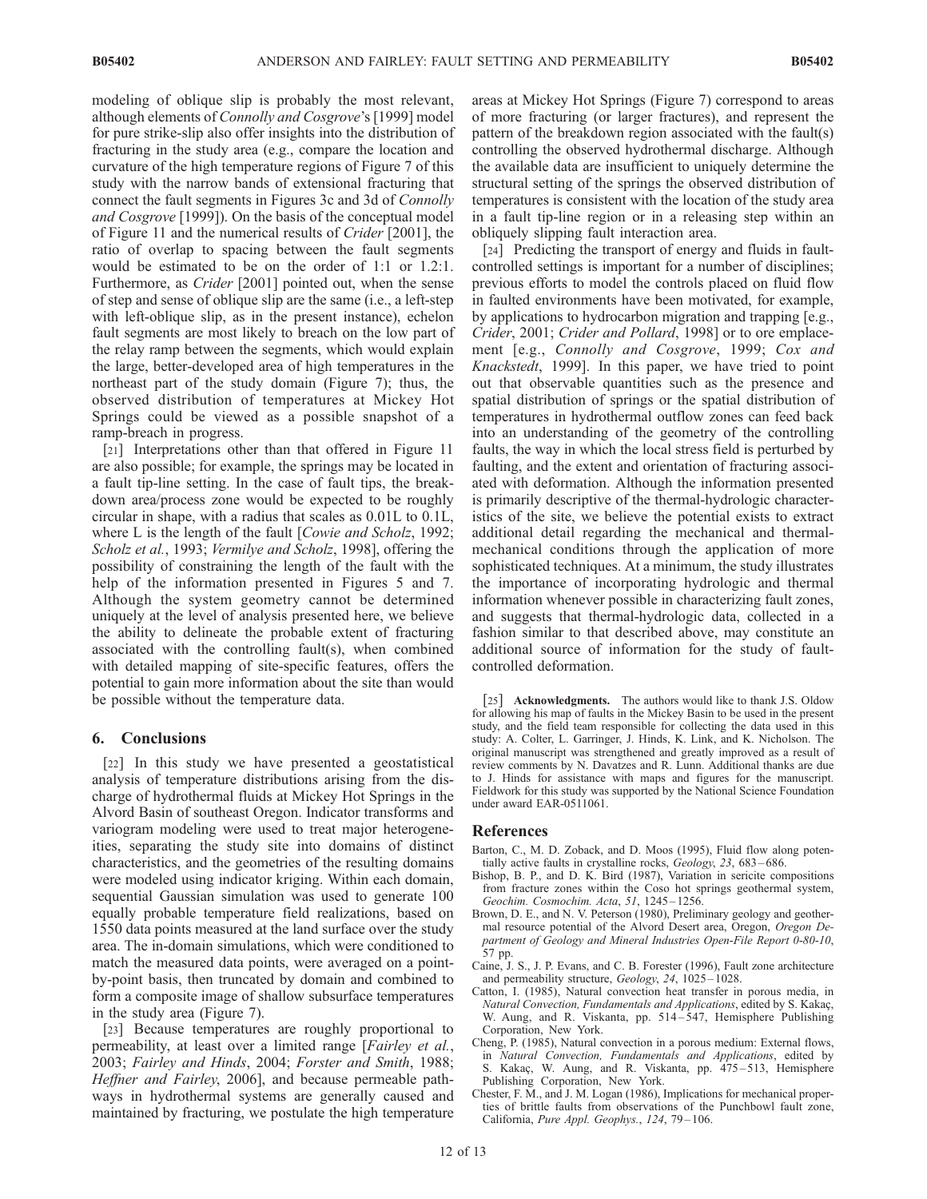modeling of oblique slip is probably the most relevant, although elements of *Connolly and Cosgrove*'s [1999] model for pure strike-slip also offer insights into the distribution of fracturing in the study area (e.g., compare the location and curvature of the high temperature regions of Figure 7 of this study with the narrow bands of extensional fracturing that connect the fault segments in Figures 3c and 3d of *Connolly and Cosgrove* [1999]). On the basis of the conceptual model of Figure 11 and the numerical results of *Crider* [2001], the ratio of overlap to spacing between the fault segments would be estimated to be on the order of 1:1 or 1.2:1. Furthermore, as *Crider* [2001] pointed out, when the sense of step and sense of oblique slip are the same (i.e., a left-step with left-oblique slip, as in the present instance), echelon fault segments are most likely to breach on the low part of the relay ramp between the segments, which would explain the large, better-developed area of high temperatures in the northeast part of the study domain (Figure 7); thus, the observed distribution of temperatures at Mickey Hot Springs could be viewed as a possible snapshot of a ramp-breach in progress.

[21] Interpretations other than that offered in Figure 11 are also possible; for example, the springs may be located in a fault tip-line setting. In the case of fault tips, the breakdown area/process zone would be expected to be roughly circular in shape, with a radius that scales as 0.01L to 0.1L, where L is the length of the fault [*Cowie and Scholz*, 1992; *Scholz et al.*, 1993; *Vermilye and Scholz*, 1998], offering the possibility of constraining the length of the fault with the help of the information presented in Figures 5 and 7. Although the system geometry cannot be determined uniquely at the level of analysis presented here, we believe the ability to delineate the probable extent of fracturing associated with the controlling fault(s), when combined with detailed mapping of site-specific features, offers the potential to gain more information about the site than would be possible without the temperature data.

## 6. Conclusions

[22] In this study we have presented a geostatistical analysis of temperature distributions arising from the discharge of hydrothermal fluids at Mickey Hot Springs in the Alvord Basin of southeast Oregon. Indicator transforms and variogram modeling were used to treat major heterogeneities, separating the study site into domains of distinct characteristics, and the geometries of the resulting domains were modeled using indicator kriging. Within each domain, sequential Gaussian simulation was used to generate 100 equally probable temperature field realizations, based on 1550 data points measured at the land surface over the study area. The in-domain simulations, which were conditioned to match the measured data points, were averaged on a point-by-point basis, then truncated by domain and combined to form a composite image of shallow subsurface temperatures in the study area (Figure 7).

[23] Because temperatures are roughly proportional to permeability, at least over a limited range [*Fairley et al.*, 2003; *Fairley and Hinds*, 2004; *Forster and Smith*, 1988; *Heffner and Fairley*, 2006], and because permeable pathways in hydrothermal systems are generally caused and maintained by fracturing, we postulate the high temperature areas at Mickey Hot Springs (Figure 7) correspond to areas of more fracturing (or larger fractures), and represent the pattern of the breakdown region associated with the fault(s) controlling the observed hydrothermal discharge. Although the available data are insufficient to uniquely determine the structural setting of the springs the observed distribution of temperatures is consistent with the location of the study area in a fault tip-line region or in a releasing step within an obliquely slipping fault interaction area.

[24] Predicting the transport of energy and fluids in fault-controlled settings is important for a number of disciplines; previous efforts to model the controls placed on fluid flow in faulted environments have been motivated, for example, by applications to hydrocarbon migration and trapping [e.g., *Crider*, 2001; *Crider and Pollard*, 1998] or to ore emplacement [e.g., *Connolly and Cosgrove*, 1999; *Cox and Knackstedt*, 1999]. In this paper, we have tried to point out that observable quantities such as the presence and spatial distribution of springs or the spatial distribution of temperatures in hydrothermal outflow zones can feed back into an understanding of the geometry of the controlling faults, the way in which the local stress field is perturbed by faulting, and the extent and orientation of fracturing associated with deformation. Although the information presented is primarily descriptive of the thermal-hydrologic characteristics of the site, we believe the potential exists to extract additional detail regarding the mechanical and thermal-mechanical conditions through the application of more sophisticated techniques. At a minimum, the study illustrates the importance of incorporating hydrologic and thermal information whenever possible in characterizing fault zones, and suggests that thermal-hydrologic data, collected in a fashion similar to that described above, may constitute an additional source of information for the study of fault-controlled deformation.

[25] **Acknowledgments.** The authors would like to thank J.S. Oldow for allowing his map of faults in the Mickey Basin to be used in the present study, and the field team responsible for collecting the data used in this study: A. Colter, L. Garringer, J. Hinds, K. Link, and K. Nicholson. The original manuscript was strengthened and greatly improved as a result of review comments by N. Davatzes and R. Lunn. Additional thanks are due to J. Hinds for assistance with maps and figures for the manuscript. Fieldwork for this study was supported by the National Science Foundation under award EAR-0511061.

## References

Barton, C., M. D. Zoback, and D. Moos (1995), Fluid flow along potentially active faults in crystalline rocks, *Geology*, *23*, 683–686.

Bishop, B. P., and D. K. Bird (1987), Variation in sericite compositions from fracture zones within the Coso hot springs geothermal system, *Geochim. Cosmochim. Acta*, *51*, 1245–1256.

Brown, D. E., and N. V. Peterson (1980), Preliminary geology and geothermal resource potential of the Alvord Desert area, Oregon, *Oregon Department of Geology and Mineral Industries Open-File Report 0-80-10*, 57 pp.

Caine, J. S., J. P. Evans, and C. B. Forester (1996), Fault zone architecture and permeability structure, *Geology*, *24*, 1025–1028.

Catton, I. (1985), Natural convection heat transfer in porous media, in *Natural Convection, Fundamentals and Applications*, edited by S. Kakaç, W. Aung, and R. Viskanta, pp. 514–547, Hemisphere Publishing Corporation, New York.

Cheng, P. (1985), Natural convection in a porous medium: External flows, in *Natural Convection, Fundamentals and Applications*, edited by S. Kakaç, W. Aung, and R. Viskanta, pp. 475–513, Hemisphere Publishing Corporation, New York.

Chester, F. M., and J. M. Logan (1986), Implications for mechanical properties of brittle faults from observations of the Punchbowl fault zone, California, *Pure Appl. Geophys.*, *124*, 79–106.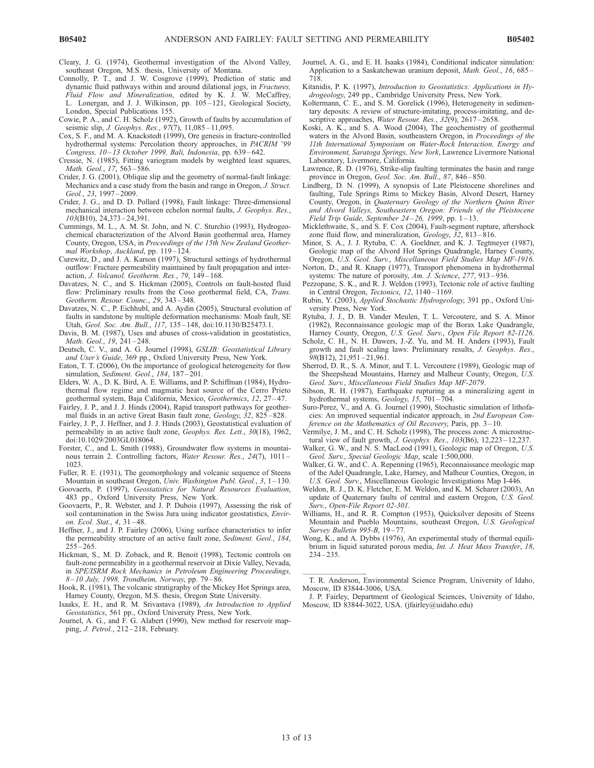Cleary, J. G. (1974), Geothermal investigation of the Alvord Valley, southeast Oregon, M.S. thesis, University of Montana.

Connolly, P. T., and J. W. Cosgrove (1999), Prediction of static and dynamic fluid pathways within and around dilational jogs, in *Fractures, Fluid Flow and Mineralization*, edited by K. J. W. McCaffrey, L. Lonergan, and J. J. Wilkinson, pp. 105–121, Geological Society, London, Special Publications 155.

Cowie, P. A., and C. H. Scholz (1992), Growth of faults by accumulation of seismic slip, *J. Geophys. Res.*, *97*(7), 11,085–11,095.

Cox, S. F., and M. A. Knackstedt (1999), Ore genesis in fracture-controlled hydrothermal systems: Percolation theory approaches, in *PACRIM '99 Congress, 10–13 October 1999, Bali, Indonesia*, pp. 639–642.

Cressie, N. (1985), Fitting variogram models by weighted least squares, *Math. Geol.*, *17*, 563–586.

Crider, J. G. (2001), Oblique slip and the geometry of normal-fault linkage: Mechanics and a case study from the basin and range in Oregon, *J. Struct. Geol.*, *23*, 1997–2009.

Crider, J. G., and D. D. Pollard (1998), Fault linkage: Three-dimensional mechanical interaction between echelon normal faults, *J. Geophys. Res.*, *103*(B10), 24,373–24,391.

Cummings, M. L., A. M. St. John, and N. C. Sturchio (1993), Hydrogeochemical characterization of the Alvord Basin geothermal area, Harney County, Oregon, USA, in *Proceedings of the 15th New Zealand Geothermal Workshop, Auckland*, pp. 119–124.

Curewitz, D., and J. A. Karson (1997), Structural settings of hydrothermal outflow: Fracture permeability maintained by fault propagation and interaction, *J. Volcanol. Geotherm. Res.*, *79*, 149–168.

Davatzes, N. C., and S. Hickman (2005), Controls on fault-hosted fluid flow: Preliminary results from the Coso geothermal field, CA, *Trans. Geotherm. Resour. Counc.*, *29*, 343–348.

Davatzes, N. C., P. Eichhubl, and A. Aydin (2005), Structural evolution of faults in sandstone by multiple deformation mechanisms: Moab fault, SE Utah, *Geol. Soc. Am. Bull.*, *117*, 135–148, doi:10.1130/B25473.1.

Davis, B. M. (1987), Uses and abuses of cross-validation in geostatistics, *Math. Geol.*, *19*, 241–248.

Deutsch, C. V., and A. G. Journel (1998), *GSLIB: Geostatistical Library and User's Guide*, 369 pp., Oxford University Press, New York.

Eaton, T. T. (2006), On the importance of geological heterogeneity for flow simulation, *Sediment. Geol.*, *184*, 187–201.

Elders, W. A., D. K. Bird, A. E. Williams, and P. Schiffman (1984), Hydrothermal flow regime and magmatic heat source of the Cerro Prieto geothermal system, Baja California, Mexico, *Geothermics*, *12*, 27–47.

Fairley, J. P., and J. J. Hinds (2004), Rapid transport pathways for geothermal fluids in an active Great Basin fault zone, *Geology*, *32*, 825–828.

Fairley, J. P., J. Heffner, and J. J. Hinds (2003), Geostatistical evaluation of permeability in an active fault zone, *Geophys. Res. Lett.*, *30*(18), 1962, doi:10.1029/2003GL018064.

Forster, C., and L. Smith (1988), Groundwater flow systems in mountainous terrain 2. Controlling factors, *Water Resour. Res.*, *24*(7), 1011–1023.

Fuller, R. E. (1931), The geomorphology and volcanic sequence of Steens Mountain in southeast Oregon, *Univ. Washington Publ. Geol.*, *3*, 1–130.

Goovaerts, P. (1997), *Geostatistics for Natural Resources Evaluation*, 483 pp., Oxford University Press, New York.

Goovaerts, P., R. Webster, and J. P. Dubois (1997), Assessing the risk of soil contamination in the Swiss Jura using indicator geostatistics, *Environ. Ecol. Stat.*, *4*, 31–48.

Heffner, J., and J. P. Fairley (2006), Using surface characteristics to infer the permeability structure of an active fault zone, *Sediment. Geol.*, *184*, 255–265.

Hickman, S., M. D. Zoback, and R. Benoit (1998), Tectonic controls on fault-zone permeability in a geothermal reservoir at Dixie Valley, Nevada, in *SPE/ISRM Rock Mechanics in Petroleum Engineering Proceedings, 8–10 July, 1998, Trondheim, Norway*, pp. 79–86.

Hook, R. (1981), The volcanic stratigraphy of the Mickey Hot Springs area, Harney County, Oregon, M.S. thesis, Oregon State University.

Isaaks, E. H., and R. M. Srivastava (1989), *An Introduction to Applied Geostatistics*, 561 pp., Oxford University Press, New York.

Journel, A. G., and F. G. Alabert (1990), New method for reservoir mapping, *J. Petrol.*, 212–218, February.

Journel, A. G., and E. H. Isaaks (1984), Conditional indicator simulation: Application to a Saskatchewan uranium deposit, *Math. Geol.*, *16*, 685–718.

Kitanidis, P. K. (1997), *Introduction to Geostatistics: Applications in Hydrogeology*, 249 pp., Cambridge University Press, New York.

Koltermann, C. E., and S. M. Gorelick (1996), Heterogeneity in sedimentary deposits: A review of structure-imitating, process-imitating, and descriptive approaches, *Water Resour. Res.*, *32*(9), 2617–2658.

Koski, A. K., and S. A. Wood (2004), The geochemistry of geothermal waters in the Alvord Basin, southeastern Oregon, in *Proceedings of the 11th International Symposium on Water-Rock Interaction, Energy and Environment, Saratoga Springs, New York*, Lawrence Livermore National Laboratory, Livermore, California.

Lawrence, R. D. (1976), Strike-slip faulting terminates the basin and range province in Oregon, *Geol. Soc. Am. Bull.*, *87*, 846–850.

Lindberg, D. N. (1999), A synopsis of Late Pleistocene shorelines and faulting, Tule Springs Rims to Mickey Basin, Alvord Desert, Harney County, Oregon, in *Quaternary Geology of the Northern Quinn River and Alvord Valleys, Southeastern Oregon: Friends of the Pleistocene Field Trip Guide, September 24–26, 1999*, pp. 1–13.

Micklethwaite, S., and S. F. Cox (2004), Fault-segment rupture, aftershock zone fluid flow, and mineralization, *Geology*, *32*, 813–816.

Minor, S. A., J. J. Rytuba, C. A. Goeldner, and K. J. Tegtmeyer (1987), Geologic map of the Alvord Hot Springs Quadrangle, Harney County, Oregon, *U.S. Geol. Surv.*, *Miscellaneous Field Studies Map MF-1916*.

Norton, D., and R. Knapp (1977), Transport phenomena in hydrothermal systems: The nature of porosity, *Am. J. Science*, *277*, 913–936.

Pezzopane, S. K., and R. J. Weldon (1993), Tectonic role of active faulting in Central Oregon, *Tectonics*, *12*, 1140–1169.

Rubin, Y. (2003), *Applied Stochastic Hydrogeology*, 391 pp., Oxford University Press, New York.

Rytuba, J. J., D. B. Vander Meulen, T. L. Vercoutere, and S. A. Minor (1982), Reconnaissance geologic map of the Borax Lake Quadrangle, Harney County, Oregon, *U.S. Geol. Surv.*, *Open File Report 82-1126*.

Scholz, C. H., N. H. Dawers, J.-Z. Yu, and M. H. Anders (1993), Fault growth and fault scaling laws: Preliminary results, *J. Geophys. Res.*, *98*(B12), 21,951–21,961.

Sherrod, D. R., S. A. Minor, and T. L. Vercoutere (1989), Geologic map of the Sheepshead Mountains, Harney and Malheur County, Oregon, *U.S. Geol. Surv.*, *Miscellaneous Field Studies Map MF-2079*.

Sibson, R. H. (1987), Earthquake rupturing as a mineralizing agent in hydrothermal systems, *Geology*, *15*, 701–704.

Suro-Perez, V., and A. G. Journel (1990), Stochastic simulation of lithofacies: An improved sequential indicator approach, in *2nd European Conference on the Mathematics of Oil Recovery*, Paris, pp. 3–10.

Vermilye, J. M., and C. H. Scholz (1998), The process zone: A microstructural view of fault growth, *J. Geophys. Res.*, *103*(B6), 12,223–12,237.

Walker, G. W., and N. S. MacLeod (1991), Geologic map of Oregon, *U.S. Geol. Surv.*, *Special Geologic Map*, scale 1:500,000.

Walker, G. W., and C. A. Repenning (1965), Reconnaissance meologic map of the Adel Quadrangle, Lake, Harney, and Malheur Counties, Oregon, in *U.S. Geol. Surv.*, Miscellaneous Geologic Investigations Map I-446.

Weldon, R. J., D. K. Fletcher, E. M. Weldon, and K. M. Scharer (2003), An update of Quaternary faults of central and eastern Oregon, *U.S. Geol. Surv.*, *Open-File Report 02-301*.

Williams, H., and R. R. Compton (1953), Quicksilver deposits of Steens Mountain and Pueblo Mountains, southeast Oregon, *U.S. Geological Survey Bulletin 995-B*, 19–77.

Wong, K., and A. Dybbs (1976), An experimental study of thermal equilibrium in liquid saturated porous media, *Int. J. Heat Mass Transfer*, *18*, 234–235.

---

T. R. Anderson, Environmental Science Program, University of Idaho, Moscow, ID 83844-3006, USA.

J. P. Fairley, Department of Geological Sciences, University of Idaho, Moscow, ID 83844-3022, USA. (jfairley@uidaho.edu)